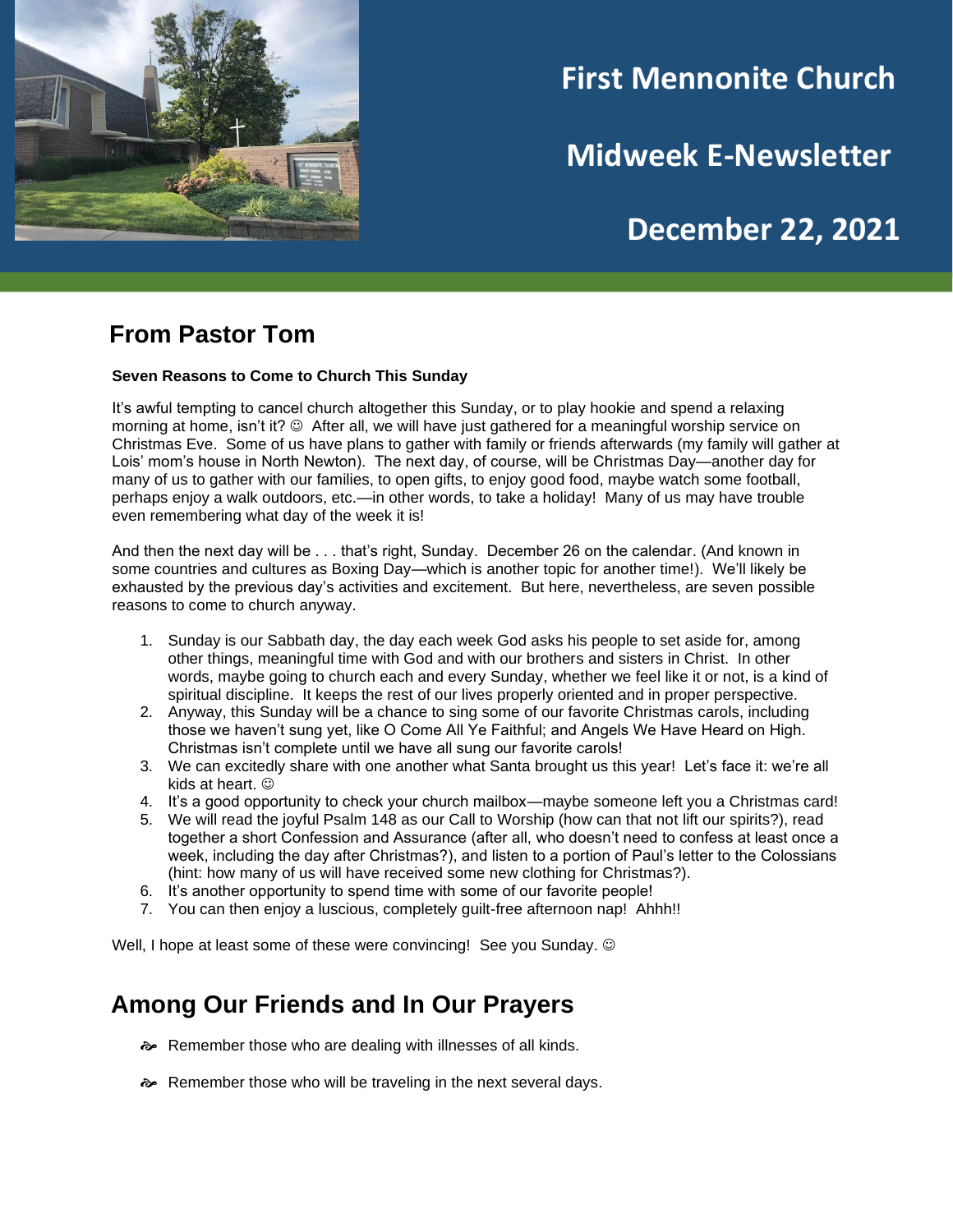# First Mennonite Church

# Midweek E-Newsletter

# December 22, 2021

## From Pastor Tom

**Seven Reasons to Come to Church This Sunday**

It's awful tempting to cancel church altogether this Sunday, or to play hookie and spend a relaxing morning at home, isn't it? ☺ After all, we will have just gathered for a meaningful worship service on Christmas Eve. Some of us have plans to gather with family or friends afterwards (my family will gather at Lois' mom's house in North Newton). The next day, of course, will be Christmas Day—another day for many of us to gather with our families, to open gifts, to enjoy good food, maybe watch some football, perhaps enjoy a walk outdoors, etc.—in other words, to take a holiday! Many of us may have trouble even remembering what day of the week it is!

And then the next day will be . . . that's right, Sunday. December 26 on the calendar. (And known in some countries and cultures as Boxing Day—which is another topic for another time!). We'll likely be exhausted by the previous day's activities and excitement. But here, nevertheless, are seven possible reasons to come to church anyway.

1. Sunday is our Sabbath day, the day each week God asks his people to set aside for, among other things, meaningful time with God and with our brothers and sisters in Christ. In other words, maybe going to church each and every Sunday, whether we feel like it or not, is a kind of spiritual discipline. It keeps the rest of our lives properly oriented and in proper perspective.
2. Anyway, this Sunday will be a chance to sing some of our favorite Christmas carols, including those we haven't sung yet, like O Come All Ye Faithful; and Angels We Have Heard on High. Christmas isn't complete until we have all sung our favorite carols!
3. We can excitedly share with one another what Santa brought us this year! Let's face it: we're all kids at heart. ☺
4. It's a good opportunity to check your church mailbox—maybe someone left you a Christmas card!
5. We will read the joyful Psalm 148 as our Call to Worship (how can that not lift our spirits?), read together a short Confession and Assurance (after all, who doesn't need to confess at least once a week, including the day after Christmas?), and listen to a portion of Paul's letter to the Colossians (hint: how many of us will have received some new clothing for Christmas?).
6. It's another opportunity to spend time with some of our favorite people!
7. You can then enjoy a luscious, completely guilt-free afternoon nap! Ahhh!!

Well, I hope at least some of these were convincing! See you Sunday. ☺

## Among Our Friends and In Our Prayers

- Remember those who are dealing with illnesses of all kinds.
- Remember those who will be traveling in the next several days.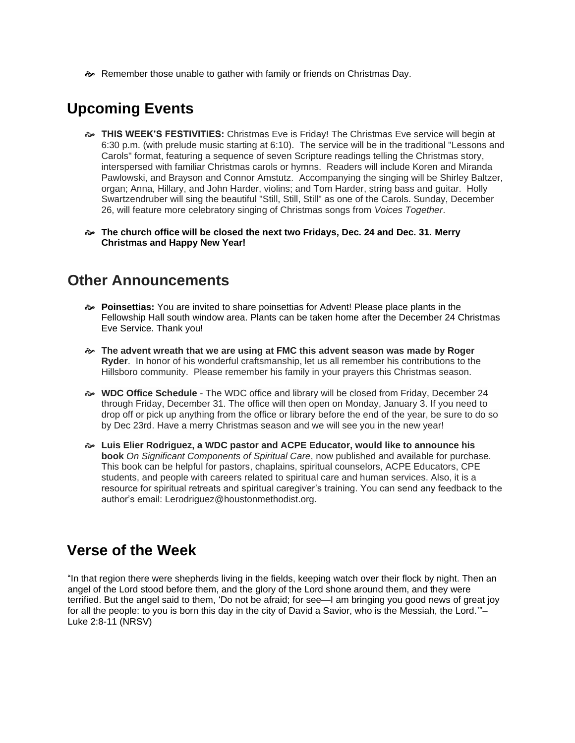- Remember those unable to gather with family or friends on Christmas Day.

## Upcoming Events

- **THIS WEEK'S FESTIVITIES:** Christmas Eve is Friday! The Christmas Eve service will begin at 6:30 p.m. (with prelude music starting at 6:10). The service will be in the traditional "Lessons and Carols" format, featuring a sequence of seven Scripture readings telling the Christmas story, interspersed with familiar Christmas carols or hymns. Readers will include Koren and Miranda Pawlowski, and Brayson and Connor Amstutz. Accompanying the singing will be Shirley Baltzer, organ; Anna, Hillary, and John Harder, violins; and Tom Harder, string bass and guitar. Holly Swartzendruber will sing the beautiful "Still, Still, Still" as one of the Carols. Sunday, December 26, will feature more celebratory singing of Christmas songs from *Voices Together*.

- **The church office will be closed the next two Fridays, Dec. 24 and Dec. 31. Merry Christmas and Happy New Year!**

## Other Announcements

- **Poinsettias:** You are invited to share poinsettias for Advent! Please place plants in the Fellowship Hall south window area. Plants can be taken home after the December 24 Christmas Eve Service. Thank you!

- **The advent wreath that we are using at FMC this advent season was made by Roger Ryder**. In honor of his wonderful craftsmanship, let us all remember his contributions to the Hillsboro community. Please remember his family in your prayers this Christmas season.

- **WDC Office Schedule** - The WDC office and library will be closed from Friday, December 24 through Friday, December 31. The office will then open on Monday, January 3. If you need to drop off or pick up anything from the office or library before the end of the year, be sure to do so by Dec 23rd. Have a merry Christmas season and we will see you in the new year!

- **Luis Elier Rodriguez, a WDC pastor and ACPE Educator, would like to announce his book** *On Significant Components of Spiritual Care*, now published and available for purchase. This book can be helpful for pastors, chaplains, spiritual counselors, ACPE Educators, CPE students, and people with careers related to spiritual care and human services. Also, it is a resource for spiritual retreats and spiritual caregiver's training. You can send any feedback to the author's email: Lerodriguez@houstonmethodist.org.

## Verse of the Week

"In that region there were shepherds living in the fields, keeping watch over their flock by night. Then an angel of the Lord stood before them, and the glory of the Lord shone around them, and they were terrified. But the angel said to them, 'Do not be afraid; for see—I am bringing you good news of great joy for all the people: to you is born this day in the city of David a Savior, who is the Messiah, the Lord.'"– Luke 2:8-11 (NRSV)